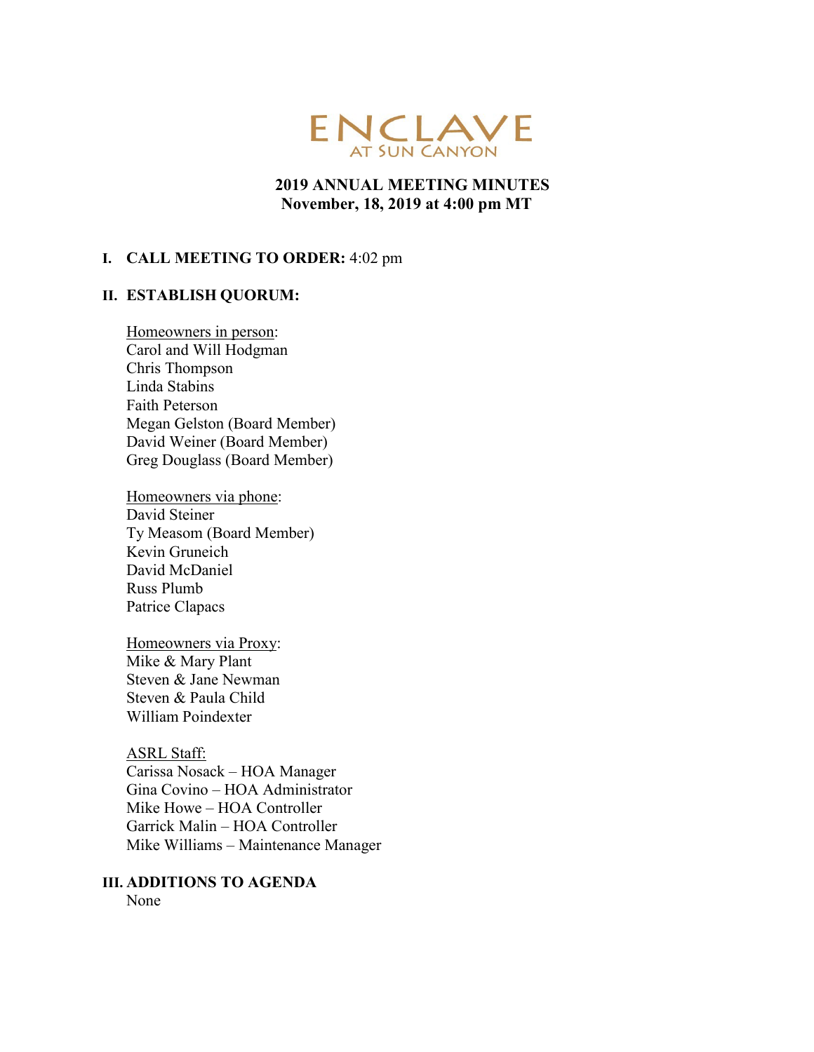# ENCLAVE
## AT SUN CANYON

### 2019 ANNUAL MEETING MINUTES
### November, 18, 2019 at 4:00 pm MT

**I. CALL MEETING TO ORDER:** 4:02 pm

**II. ESTABLISH QUORUM:**

Homeowners in person:
Carol and Will Hodgman
Chris Thompson
Linda Stabins
Faith Peterson
Megan Gelston (Board Member)
David Weiner (Board Member)
Greg Douglass (Board Member)

Homeowners via phone:
David Steiner
Ty Measom (Board Member)
Kevin Gruneich
David McDaniel
Russ Plumb
Patrice Clapacs

Homeowners via Proxy:
Mike & Mary Plant
Steven & Jane Newman
Steven & Paula Child
William Poindexter

ASRL Staff:
Carissa Nosack – HOA Manager
Gina Covino – HOA Administrator
Mike Howe – HOA Controller
Garrick Malin – HOA Controller
Mike Williams – Maintenance Manager

**III. ADDITIONS TO AGENDA**
None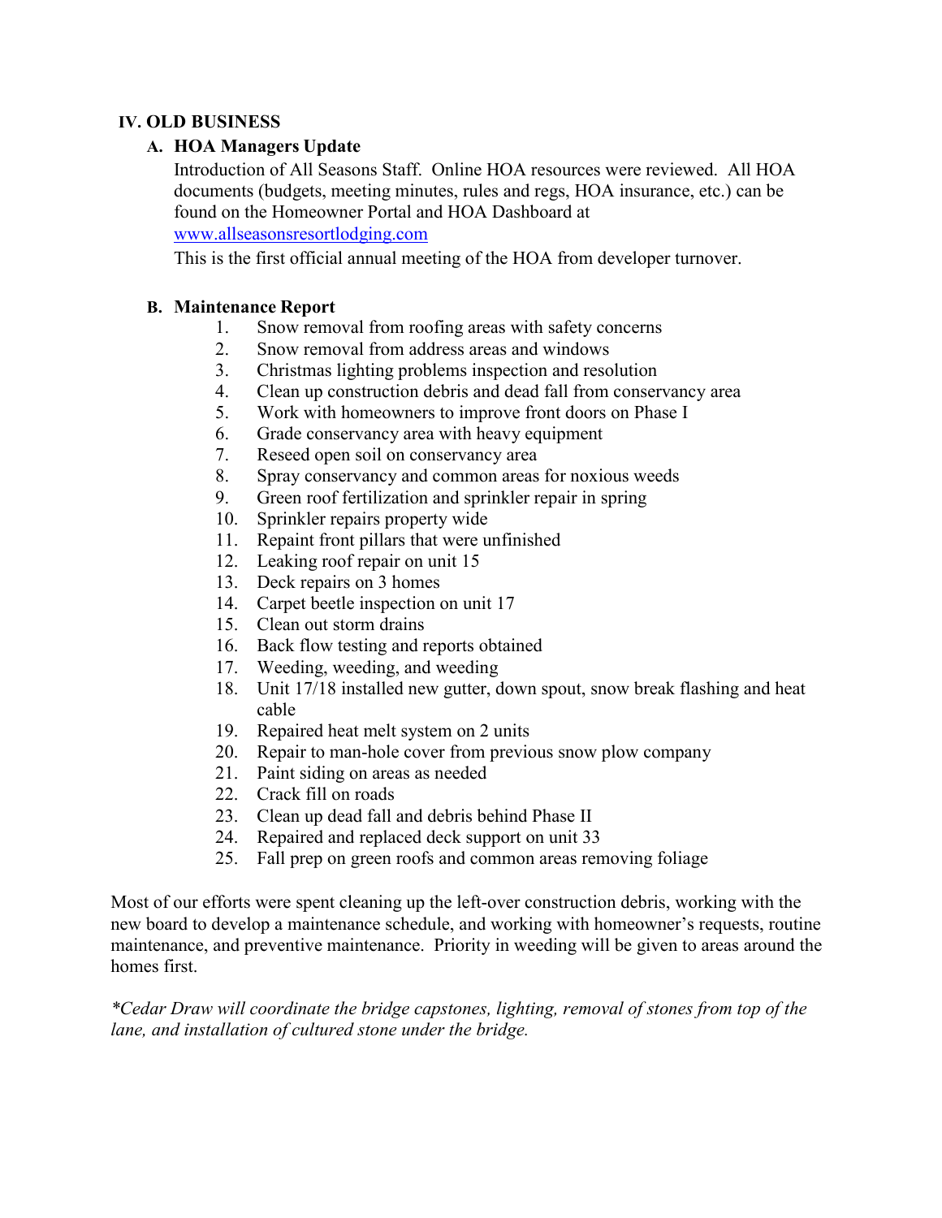## IV. OLD BUSINESS

### A. HOA Managers Update

Introduction of All Seasons Staff. Online HOA resources were reviewed. All HOA documents (budgets, meeting minutes, rules and regs, HOA insurance, etc.) can be found on the Homeowner Portal and HOA Dashboard at [www.allseasonsresortlodging.com](http://www.allseasonsresortlodging.com)

This is the first official annual meeting of the HOA from developer turnover.

### B. Maintenance Report

1. Snow removal from roofing areas with safety concerns
2. Snow removal from address areas and windows
3. Christmas lighting problems inspection and resolution
4. Clean up construction debris and dead fall from conservancy area
5. Work with homeowners to improve front doors on Phase I
6. Grade conservancy area with heavy equipment
7. Reseed open soil on conservancy area
8. Spray conservancy and common areas for noxious weeds
9. Green roof fertilization and sprinkler repair in spring
10. Sprinkler repairs property wide
11. Repaint front pillars that were unfinished
12. Leaking roof repair on unit 15
13. Deck repairs on 3 homes
14. Carpet beetle inspection on unit 17
15. Clean out storm drains
16. Back flow testing and reports obtained
17. Weeding, weeding, and weeding
18. Unit 17/18 installed new gutter, down spout, snow break flashing and heat cable
19. Repaired heat melt system on 2 units
20. Repair to man-hole cover from previous snow plow company
21. Paint siding on areas as needed
22. Crack fill on roads
23. Clean up dead fall and debris behind Phase II
24. Repaired and replaced deck support on unit 33
25. Fall prep on green roofs and common areas removing foliage

Most of our efforts were spent cleaning up the left-over construction debris, working with the new board to develop a maintenance schedule, and working with homeowner's requests, routine maintenance, and preventive maintenance. Priority in weeding will be given to areas around the homes first.

*\*Cedar Draw will coordinate the bridge capstones, lighting, removal of stones from top of the lane, and installation of cultured stone under the bridge.*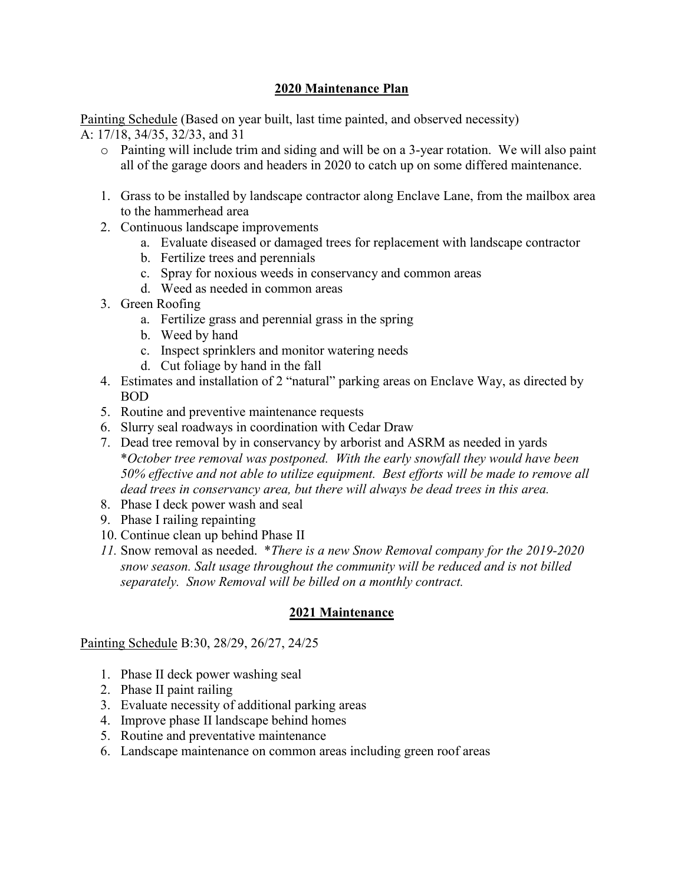## 2020 Maintenance Plan

Painting Schedule (Based on year built, last time painted, and observed necessity)
A: 17/18, 34/35, 32/33, and 31

- Painting will include trim and siding and will be on a 3-year rotation. We will also paint all of the garage doors and headers in 2020 to catch up on some differed maintenance.

1. Grass to be installed by landscape contractor along Enclave Lane, from the mailbox area to the hammerhead area
2. Continuous landscape improvements
   a. Evaluate diseased or damaged trees for replacement with landscape contractor
   b. Fertilize trees and perennials
   c. Spray for noxious weeds in conservancy and common areas
   d. Weed as needed in common areas
3. Green Roofing
   a. Fertilize grass and perennial grass in the spring
   b. Weed by hand
   c. Inspect sprinklers and monitor watering needs
   d. Cut foliage by hand in the fall
4. Estimates and installation of 2 "natural" parking areas on Enclave Way, as directed by BOD
5. Routine and preventive maintenance requests
6. Slurry seal roadways in coordination with Cedar Draw
7. Dead tree removal by in conservancy by arborist and ASRM as needed in yards
   *\*October tree removal was postponed. With the early snowfall they would have been 50% effective and not able to utilize equipment. Best efforts will be made to remove all dead trees in conservancy area, but there will always be dead trees in this area.*
8. Phase I deck power wash and seal
9. Phase I railing repainting
10. Continue clean up behind Phase II
11. Snow removal as needed. *\*There is a new Snow Removal company for the 2019-2020 snow season. Salt usage throughout the community will be reduced and is not billed separately. Snow Removal will be billed on a monthly contract.*

## 2021 Maintenance

Painting Schedule B:30, 28/29, 26/27, 24/25

1. Phase II deck power washing seal
2. Phase II paint railing
3. Evaluate necessity of additional parking areas
4. Improve phase II landscape behind homes
5. Routine and preventative maintenance
6. Landscape maintenance on common areas including green roof areas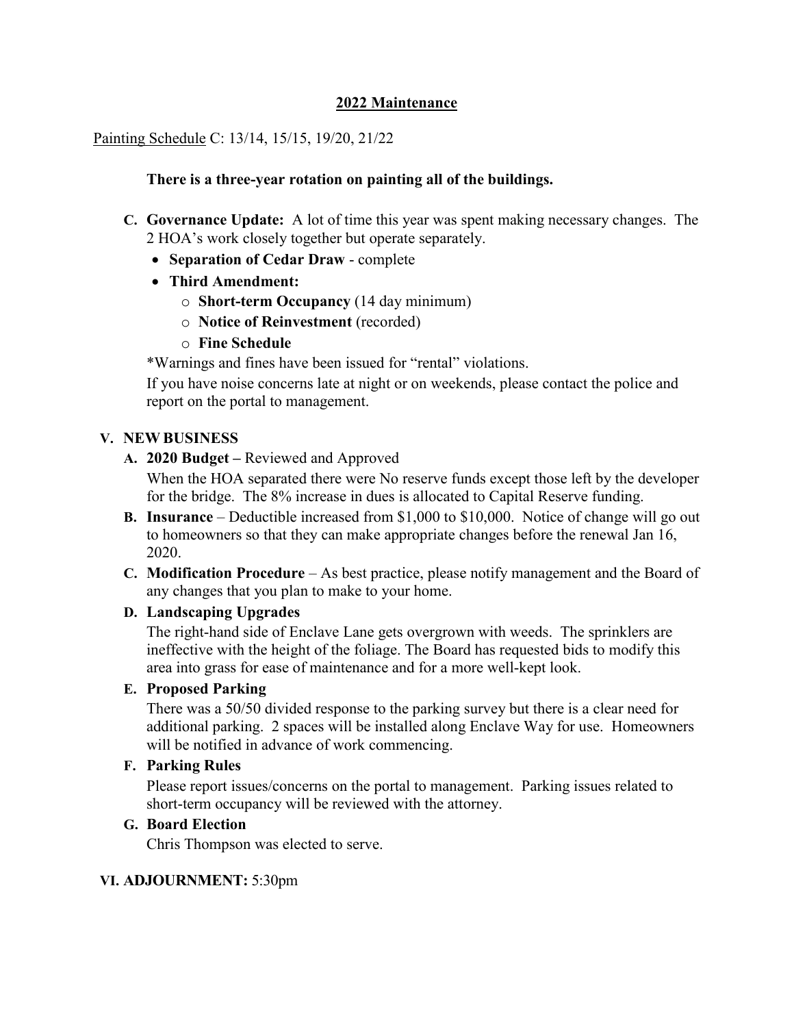**2022 Maintenance**

Painting Schedule C: 13/14, 15/15, 19/20, 21/22

**There is a three-year rotation on painting all of the buildings.**

**C. Governance Update:** A lot of time this year was spent making necessary changes. The 2 HOA's work closely together but operate separately.

- **Separation of Cedar Draw** - complete
- **Third Amendment:**
  - **Short-term Occupancy** (14 day minimum)
  - **Notice of Reinvestment** (recorded)
  - **Fine Schedule**

*Warnings and fines have been issued for "rental" violations.

If you have noise concerns late at night or on weekends, please contact the police and report on the portal to management.

**V. NEW BUSINESS**

**A. 2020 Budget –** Reviewed and Approved

When the HOA separated there were No reserve funds except those left by the developer for the bridge. The 8% increase in dues is allocated to Capital Reserve funding.

**B. Insurance** – Deductible increased from $1,000 to $10,000. Notice of change will go out to homeowners so that they can make appropriate changes before the renewal Jan 16, 2020.

**C. Modification Procedure** – As best practice, please notify management and the Board of any changes that you plan to make to your home.

**D. Landscaping Upgrades**

The right-hand side of Enclave Lane gets overgrown with weeds. The sprinklers are ineffective with the height of the foliage. The Board has requested bids to modify this area into grass for ease of maintenance and for a more well-kept look.

**E. Proposed Parking**

There was a 50/50 divided response to the parking survey but there is a clear need for additional parking. 2 spaces will be installed along Enclave Way for use. Homeowners will be notified in advance of work commencing.

**F. Parking Rules**

Please report issues/concerns on the portal to management. Parking issues related to short-term occupancy will be reviewed with the attorney.

**G. Board Election**

Chris Thompson was elected to serve.

**VI. ADJOURNMENT:** 5:30pm